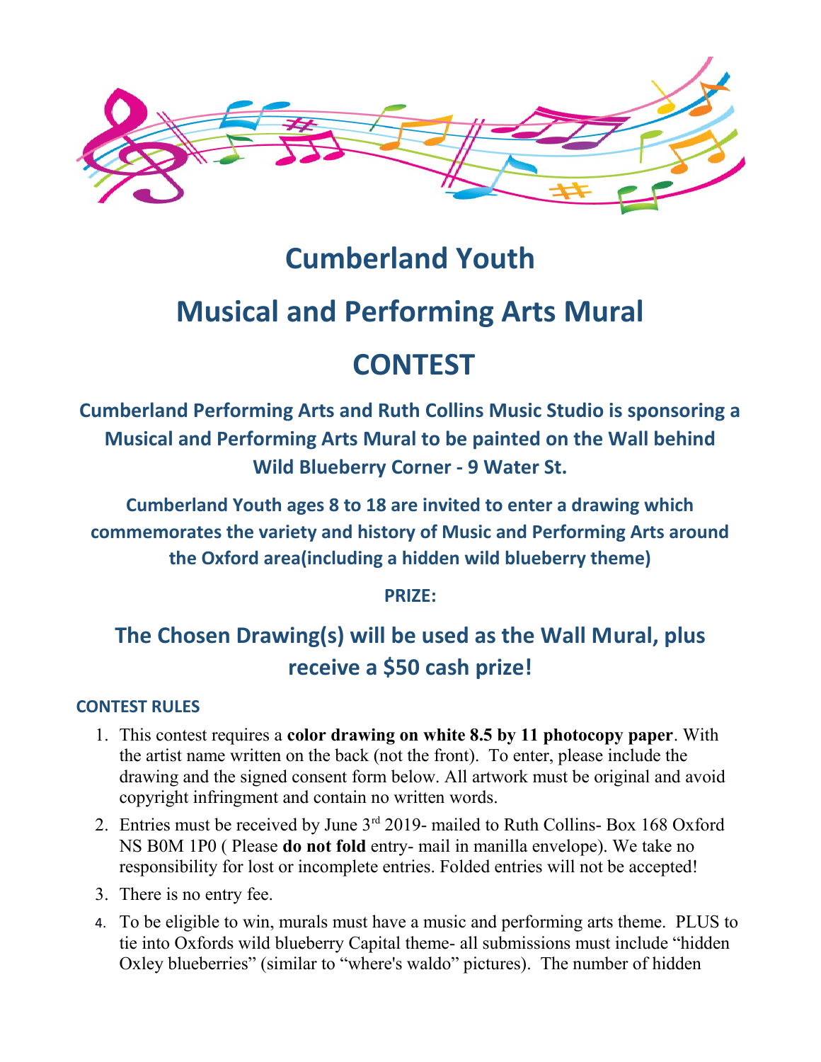# Cumberland Youth

# Musical and Performing Arts Mural

# CONTEST

**Cumberland Performing Arts and Ruth Collins Music Studio is sponsoring a Musical and Performing Arts Mural to be painted on the Wall behind Wild Blueberry Corner - 9 Water St.**

**Cumberland Youth ages 8 to 18 are invited to enter a drawing which commemorates the variety and history of Music and Performing Arts around the Oxford area(including a hidden wild blueberry theme)**

**PRIZE:**

## The Chosen Drawing(s) will be used as the Wall Mural, plus receive a $50 cash prize!

### CONTEST RULES

1. This contest requires a **color drawing on white 8.5 by 11 photocopy paper**. With the artist name written on the back (not the front). To enter, please include the drawing and the signed consent form below. All artwork must be original and avoid copyright infringment and contain no written words.
2. Entries must be received by June 3rd 2019- mailed to Ruth Collins- Box 168 Oxford NS B0M 1P0 ( Please **do not fold** entry- mail in manilla envelope). We take no responsibility for lost or incomplete entries. Folded entries will not be accepted!
3. There is no entry fee.
4. To be eligible to win, murals must have a music and performing arts theme. PLUS to tie into Oxfords wild blueberry Capital theme- all submissions must include "hidden Oxley blueberries" (similar to "where's waldo" pictures). The number of hidden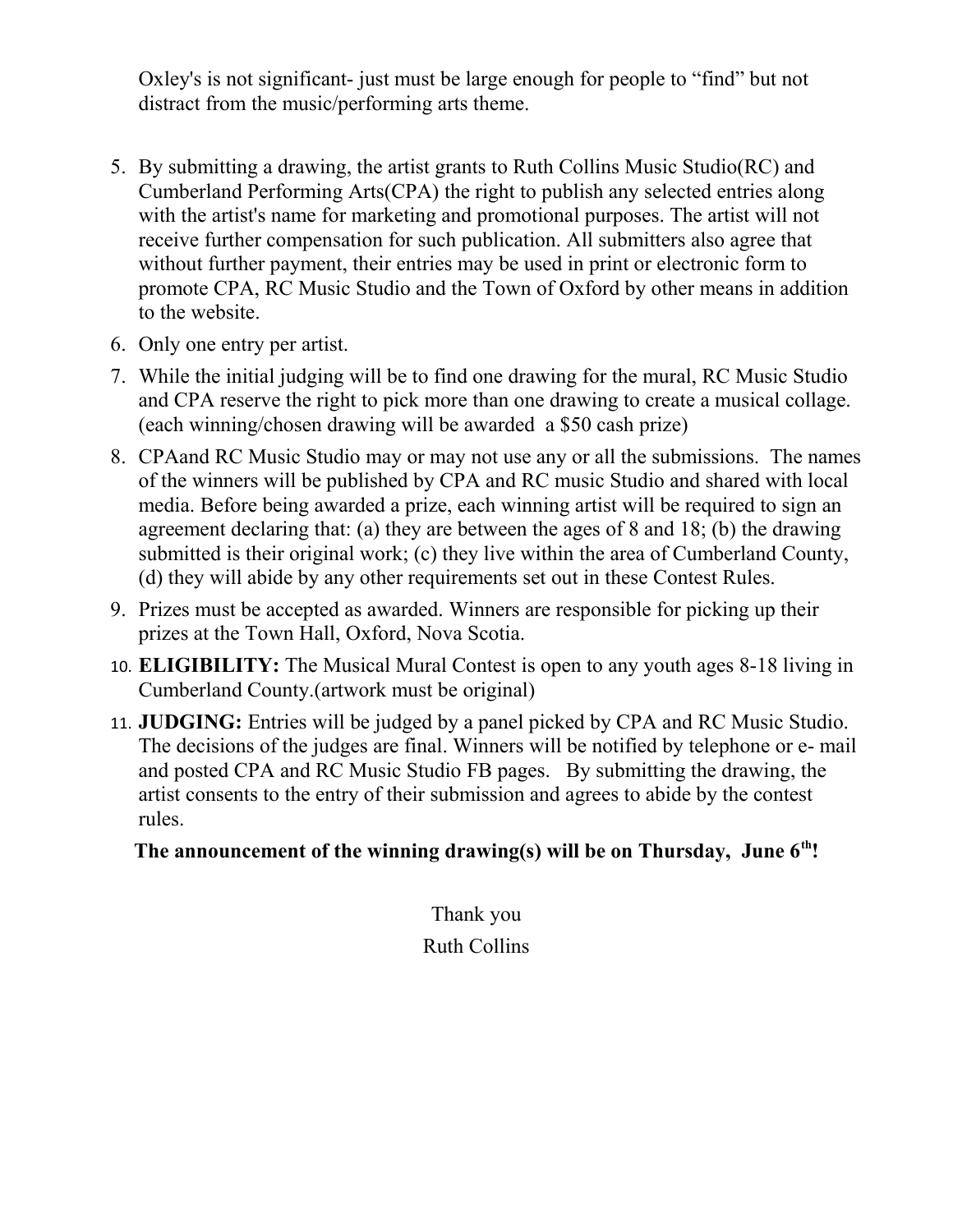Oxley's is not significant- just must be large enough for people to "find" but not distract from the music/performing arts theme.

5. By submitting a drawing, the artist grants to Ruth Collins Music Studio(RC) and Cumberland Performing Arts(CPA) the right to publish any selected entries along with the artist's name for marketing and promotional purposes. The artist will not receive further compensation for such publication. All submitters also agree that without further payment, their entries may be used in print or electronic form to promote CPA, RC Music Studio and the Town of Oxford by other means in addition to the website.
6. Only one entry per artist.
7. While the initial judging will be to find one drawing for the mural, RC Music Studio and CPA reserve the right to pick more than one drawing to create a musical collage. (each winning/chosen drawing will be awarded a $50 cash prize)
8. CPAand RC Music Studio may or may not use any or all the submissions. The names of the winners will be published by CPA and RC music Studio and shared with local media. Before being awarded a prize, each winning artist will be required to sign an agreement declaring that: (a) they are between the ages of 8 and 18; (b) the drawing submitted is their original work; (c) they live within the area of Cumberland County, (d) they will abide by any other requirements set out in these Contest Rules.
9. Prizes must be accepted as awarded. Winners are responsible for picking up their prizes at the Town Hall, Oxford, Nova Scotia.
10. **ELIGIBILITY:** The Musical Mural Contest is open to any youth ages 8-18 living in Cumberland County.(artwork must be original)
11. **JUDGING:** Entries will be judged by a panel picked by CPA and RC Music Studio. The decisions of the judges are final. Winners will be notified by telephone or e- mail and posted CPA and RC Music Studio FB pages. By submitting the drawing, the artist consents to the entry of their submission and agrees to abide by the contest rules.

**The announcement of the winning drawing(s) will be on Thursday, June 6th!**

Thank you

Ruth Collins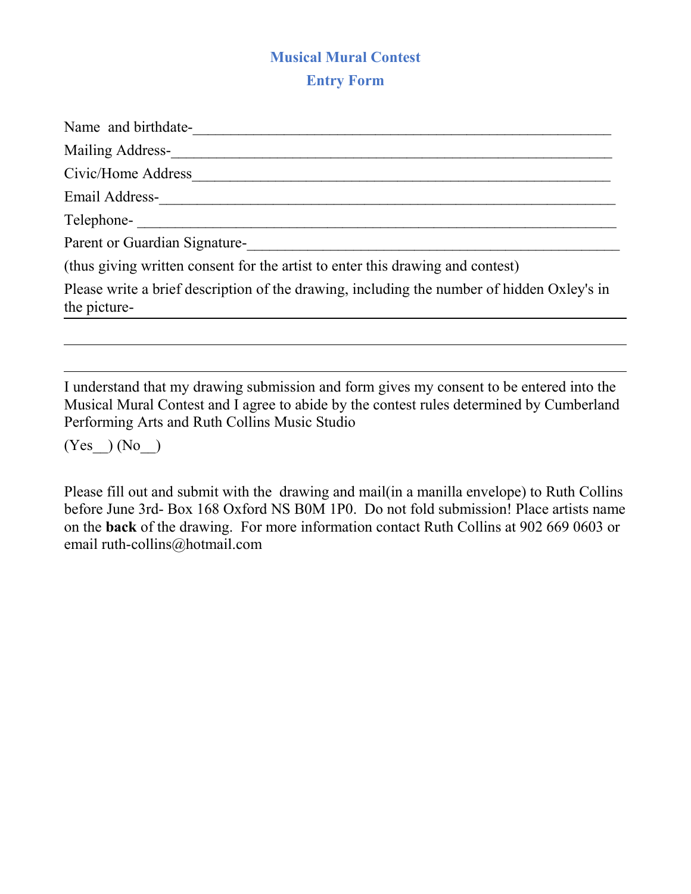# Musical Mural Contest

## Entry Form

Name and birthdate-\_\_\_\_\_\_\_\_\_\_\_\_\_\_\_\_\_\_\_\_\_\_\_\_\_\_\_\_\_\_\_\_\_\_\_\_\_\_\_\_\_\_\_\_\_\_\_\_\_\_\_\_\_\_\_\_

Mailing Address-\_\_\_\_\_\_\_\_\_\_\_\_\_\_\_\_\_\_\_\_\_\_\_\_\_\_\_\_\_\_\_\_\_\_\_\_\_\_\_\_\_\_\_\_\_\_\_\_\_\_\_\_\_\_\_\_\_\_\_\_

Civic/Home Address\_\_\_\_\_\_\_\_\_\_\_\_\_\_\_\_\_\_\_\_\_\_\_\_\_\_\_\_\_\_\_\_\_\_\_\_\_\_\_\_\_\_\_\_\_\_\_\_\_\_\_\_\_\_\_\_\_\_

Email Address-\_\_\_\_\_\_\_\_\_\_\_\_\_\_\_\_\_\_\_\_\_\_\_\_\_\_\_\_\_\_\_\_\_\_\_\_\_\_\_\_\_\_\_\_\_\_\_\_\_\_\_\_\_\_\_\_\_\_\_\_\_\_\_

Telephone- \_\_\_\_\_\_\_\_\_\_\_\_\_\_\_\_\_\_\_\_\_\_\_\_\_\_\_\_\_\_\_\_\_\_\_\_\_\_\_\_\_\_\_\_\_\_\_\_\_\_\_\_\_\_\_\_\_\_\_\_\_\_\_\_

Parent or Guardian Signature-\_\_\_\_\_\_\_\_\_\_\_\_\_\_\_\_\_\_\_\_\_\_\_\_\_\_\_\_\_\_\_\_\_\_\_\_\_\_\_\_\_\_\_\_\_\_\_\_\_\_

(thus giving written consent for the artist to enter this drawing and contest)

Please write a brief description of the drawing, including the number of hidden Oxley's in the picture-

\_\_\_\_\_\_\_\_\_\_\_\_\_\_\_\_\_\_\_\_\_\_\_\_\_\_\_\_\_\_\_\_\_\_\_\_\_\_\_\_\_\_\_\_\_\_\_\_\_\_\_\_\_\_\_\_\_\_\_\_\_\_\_\_\_\_\_\_\_\_\_\_\_\_\_\_

\_\_\_\_\_\_\_\_\_\_\_\_\_\_\_\_\_\_\_\_\_\_\_\_\_\_\_\_\_\_\_\_\_\_\_\_\_\_\_\_\_\_\_\_\_\_\_\_\_\_\_\_\_\_\_\_\_\_\_\_\_\_\_\_\_\_\_\_\_\_\_\_\_\_\_\_

I understand that my drawing submission and form gives my consent to be entered into the Musical Mural Contest and I agree to abide by the contest rules determined by Cumberland Performing Arts and Ruth Collins Music Studio

(Yes\_\_) (No\_\_)

Please fill out and submit with the drawing and mail(in a manilla envelope) to Ruth Collins before June 3rd- Box 168 Oxford NS B0M 1P0. Do not fold submission! Place artists name on the **back** of the drawing. For more information contact Ruth Collins at 902 669 0603 or email ruth-collins@hotmail.com